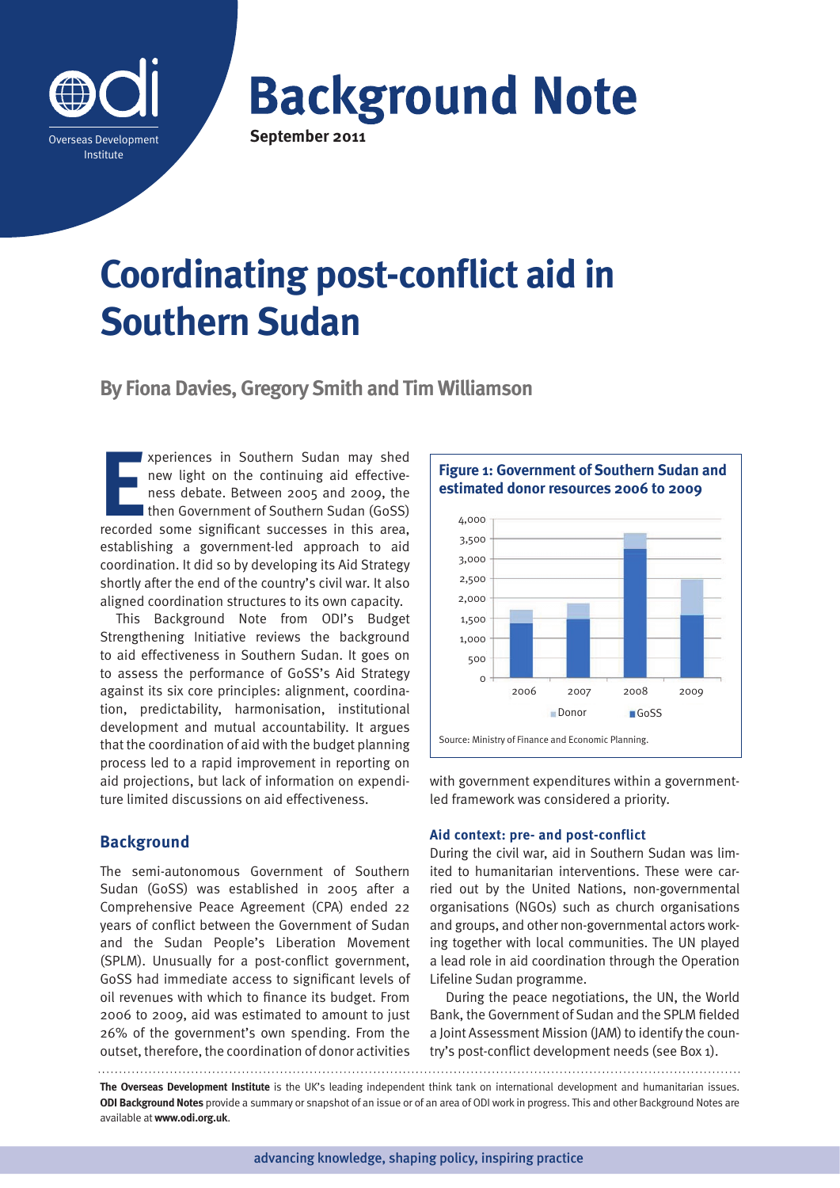ODI Overseas Development Institute

# Background Note

**September 2011**

# Coordinating post-conflict aid in Southern Sudan

## By Fiona Davies, Gregory Smith and Tim Williamson

Experiences in Southern Sudan may shed new light on the continuing aid effectiveness debate. Between 2005 and 2009, the then Government of Southern Sudan (GoSS) recorded some significant successes in this area, establishing a government-led approach to aid coordination. It did so by developing its Aid Strategy shortly after the end of the country's civil war. It also aligned coordination structures to its own capacity.

This Background Note from ODI's Budget Strengthening Initiative reviews the background to aid effectiveness in Southern Sudan. It goes on to assess the performance of GoSS's Aid Strategy against its six core principles: alignment, coordination, predictability, harmonisation, institutional development and mutual accountability. It argues that the coordination of aid with the budget planning process led to a rapid improvement in reporting on aid projections, but lack of information on expenditure limited discussions on aid effectiveness.

## Background

The semi-autonomous Government of Southern Sudan (GoSS) was established in 2005 after a Comprehensive Peace Agreement (CPA) ended 22 years of conflict between the Government of Sudan and the Sudan People's Liberation Movement (SPLM). Unusually for a post-conflict government, GoSS had immediate access to significant levels of oil revenues with which to finance its budget. From 2006 to 2009, aid was estimated to amount to just 26% of the government's own spending. From the outset, therefore, the coordination of donor activities with government expenditures within a government-led framework was considered a priority.

**Figure 1: Government of Southern Sudan and estimated donor resources 2006 to 2009**

Source: Ministry of Finance and Economic Planning.

### Aid context: pre- and post-conflict

During the civil war, aid in Southern Sudan was limited to humanitarian interventions. These were carried out by the United Nations, non-governmental organisations (NGOs) such as church organisations and groups, and other non-governmental actors working together with local communities. The UN played a lead role in aid coordination through the Operation Lifeline Sudan programme.

During the peace negotiations, the UN, the World Bank, the Government of Sudan and the SPLM fielded a Joint Assessment Mission (JAM) to identify the country's post-conflict development needs (see Box 1).

**The Overseas Development Institute** is the UK's leading independent think tank on international development and humanitarian issues. **ODI Background Notes** provide a summary or snapshot of an issue or of an area of ODI work in progress. This and other Background Notes are available at **www.odi.org.uk**.

advancing knowledge, shaping policy, inspiring practice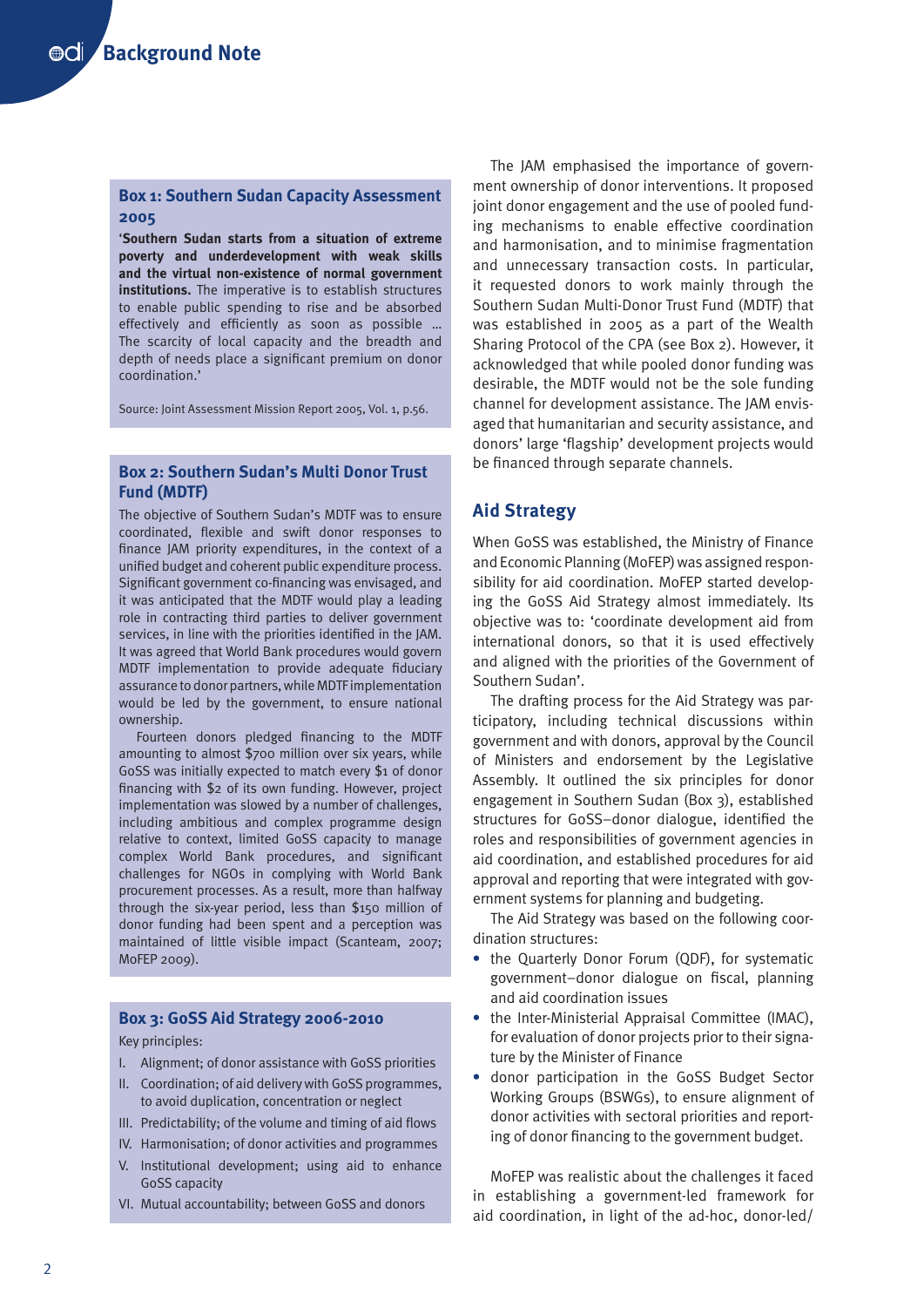### Box 1: Southern Sudan Capacity Assessment 2005

'**Southern Sudan starts from a situation of extreme poverty and underdevelopment with weak skills and the virtual non-existence of normal government institutions.** The imperative is to establish structures to enable public spending to rise and be absorbed effectively and efficiently as soon as possible ... The scarcity of local capacity and the breadth and depth of needs place a significant premium on donor coordination.'

Source: Joint Assessment Mission Report 2005, Vol. 1, p.56.

### Box 2: Southern Sudan's Multi Donor Trust Fund (MDTF)

The objective of Southern Sudan's MDTF was to ensure coordinated, flexible and swift donor responses to finance JAM priority expenditures, in the context of a unified budget and coherent public expenditure process. Significant government co-financing was envisaged, and it was anticipated that the MDTF would play a leading role in contracting third parties to deliver government services, in line with the priorities identified in the JAM. It was agreed that World Bank procedures would govern MDTF implementation to provide adequate fiduciary assurance to donor partners, while MDTF implementation would be led by the government, to ensure national ownership.

Fourteen donors pledged financing to the MDTF amounting to almost $700 million over six years, while GoSS was initially expected to match every $1 of donor financing with $2 of its own funding. However, project implementation was slowed by a number of challenges, including ambitious and complex programme design relative to context, limited GoSS capacity to manage complex World Bank procedures, and significant challenges for NGOs in complying with World Bank procurement processes. As a result, more than halfway through the six-year period, less than $150 million of donor funding had been spent and a perception was maintained of little visible impact (Scanteam, 2007; MoFEP 2009).

### Box 3: GoSS Aid Strategy 2006-2010

Key principles:

I. Alignment; of donor assistance with GoSS priorities
II. Coordination; of aid delivery with GoSS programmes, to avoid duplication, concentration or neglect
III. Predictability; of the volume and timing of aid flows
IV. Harmonisation; of donor activities and programmes
V. Institutional development; using aid to enhance GoSS capacity
VI. Mutual accountability; between GoSS and donors

The JAM emphasised the importance of government ownership of donor interventions. It proposed joint donor engagement and the use of pooled funding mechanisms to enable effective coordination and harmonisation, and to minimise fragmentation and unnecessary transaction costs. In particular, it requested donors to work mainly through the Southern Sudan Multi-Donor Trust Fund (MDTF) that was established in 2005 as a part of the Wealth Sharing Protocol of the CPA (see Box 2). However, it acknowledged that while pooled donor funding was desirable, the MDTF would not be the sole funding channel for development assistance. The JAM envisaged that humanitarian and security assistance, and donors' large 'flagship' development projects would be financed through separate channels.

## Aid Strategy

When GoSS was established, the Ministry of Finance and Economic Planning (MoFEP) was assigned responsibility for aid coordination. MoFEP started developing the GoSS Aid Strategy almost immediately. Its objective was to: 'coordinate development aid from international donors, so that it is used effectively and aligned with the priorities of the Government of Southern Sudan'.

The drafting process for the Aid Strategy was participatory, including technical discussions within government and with donors, approval by the Council of Ministers and endorsement by the Legislative Assembly. It outlined the six principles for donor engagement in Southern Sudan (Box 3), established structures for GoSS–donor dialogue, identified the roles and responsibilities of government agencies in aid coordination, and established procedures for aid approval and reporting that were integrated with government systems for planning and budgeting.

The Aid Strategy was based on the following coordination structures:

- the Quarterly Donor Forum (QDF), for systematic government–donor dialogue on fiscal, planning and aid coordination issues
- the Inter-Ministerial Appraisal Committee (IMAC), for evaluation of donor projects prior to their signature by the Minister of Finance
- donor participation in the GoSS Budget Sector Working Groups (BSWGs), to ensure alignment of donor activities with sectoral priorities and reporting of donor financing to the government budget.

MoFEP was realistic about the challenges it faced in establishing a government-led framework for aid coordination, in light of the ad-hoc, donor-led/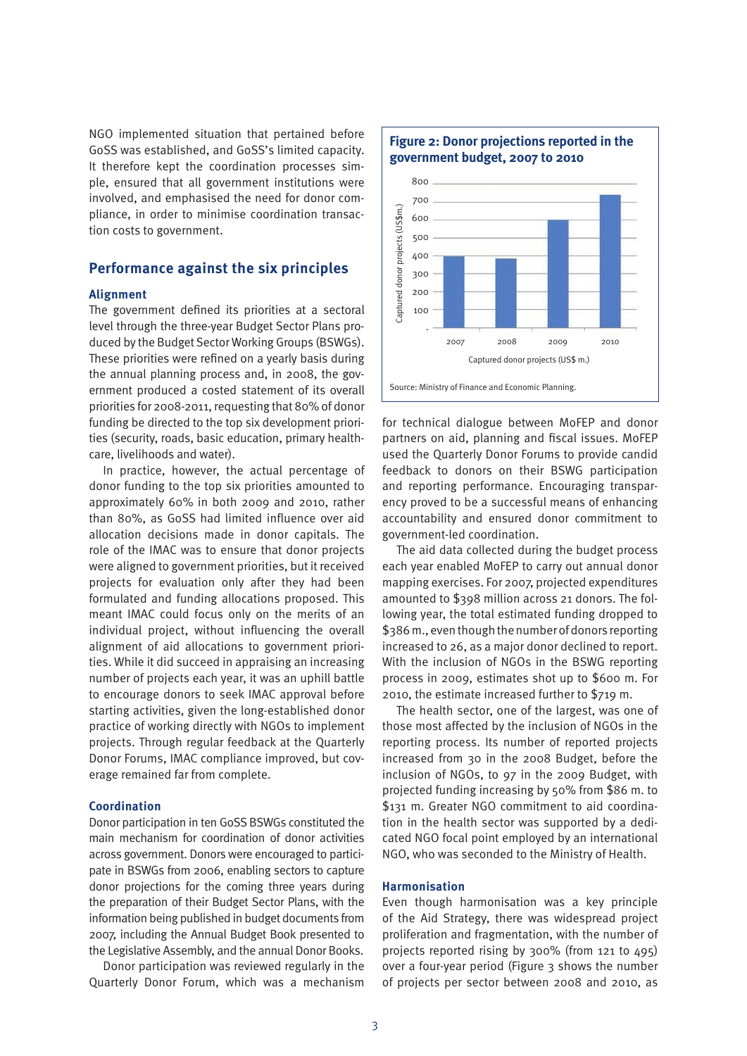NGO implemented situation that pertained before GoSS was established, and GoSS's limited capacity. It therefore kept the coordination processes simple, ensured that all government institutions were involved, and emphasised the need for donor compliance, in order to minimise coordination transaction costs to government.

## Performance against the six principles

### Alignment

The government defined its priorities at a sectoral level through the three-year Budget Sector Plans produced by the Budget Sector Working Groups (BSWGs). These priorities were refined on a yearly basis during the annual planning process and, in 2008, the government produced a costed statement of its overall priorities for 2008-2011, requesting that 80% of donor funding be directed to the top six development priorities (security, roads, basic education, primary healthcare, livelihoods and water).

In practice, however, the actual percentage of donor funding to the top six priorities amounted to approximately 60% in both 2009 and 2010, rather than 80%, as GoSS had limited influence over aid allocation decisions made in donor capitals. The role of the IMAC was to ensure that donor projects were aligned to government priorities, but it received projects for evaluation only after they had been formulated and funding allocations proposed. This meant IMAC could focus only on the merits of an individual project, without influencing the overall alignment of aid allocations to government priorities. While it did succeed in appraising an increasing number of projects each year, it was an uphill battle to encourage donors to seek IMAC approval before starting activities, given the long-established donor practice of working directly with NGOs to implement projects. Through regular feedback at the Quarterly Donor Forums, IMAC compliance improved, but coverage remained far from complete.

### Coordination

Donor participation in ten GoSS BSWGs constituted the main mechanism for coordination of donor activities across government. Donors were encouraged to participate in BSWGs from 2006, enabling sectors to capture donor projections for the coming three years during the preparation of their Budget Sector Plans, with the information being published in budget documents from 2007, including the Annual Budget Book presented to the Legislative Assembly, and the annual Donor Books.

Donor participation was reviewed regularly in the Quarterly Donor Forum, which was a mechanism for technical dialogue between MoFEP and donor partners on aid, planning and fiscal issues. MoFEP used the Quarterly Donor Forums to provide candid feedback to donors on their BSWG participation and reporting performance. Encouraging transparency proved to be a successful means of enhancing accountability and ensured donor commitment to government-led coordination.

**Figure 2: Donor projections reported in the government budget, 2007 to 2010**

| Year | Captured donor projects (US$ m.) |
|---|---|
| 2007 | 398 |
| 2008 | 386 |
| 2009 | 600 |
| 2010 | 719 |

Source: Ministry of Finance and Economic Planning.

The aid data collected during the budget process each year enabled MoFEP to carry out annual donor mapping exercises. For 2007, projected expenditures amounted to $398 million across 21 donors. The following year, the total estimated funding dropped to $386 m., even though the number of donors reporting increased to 26, as a major donor declined to report. With the inclusion of NGOs in the BSWG reporting process in 2009, estimates shot up to $600 m. For 2010, the estimate increased further to $719 m.

The health sector, one of the largest, was one of those most affected by the inclusion of NGOs in the reporting process. Its number of reported projects increased from 30 in the 2008 Budget, before the inclusion of NGOs, to 97 in the 2009 Budget, with projected funding increasing by 50% from $86 m. to $131 m. Greater NGO commitment to aid coordination in the health sector was supported by a dedicated NGO focal point employed by an international NGO, who was seconded to the Ministry of Health.

### Harmonisation

Even though harmonisation was a key principle of the Aid Strategy, there was widespread project proliferation and fragmentation, with the number of projects reported rising by 300% (from 121 to 495) over a four-year period (Figure 3 shows the number of projects per sector between 2008 and 2010, as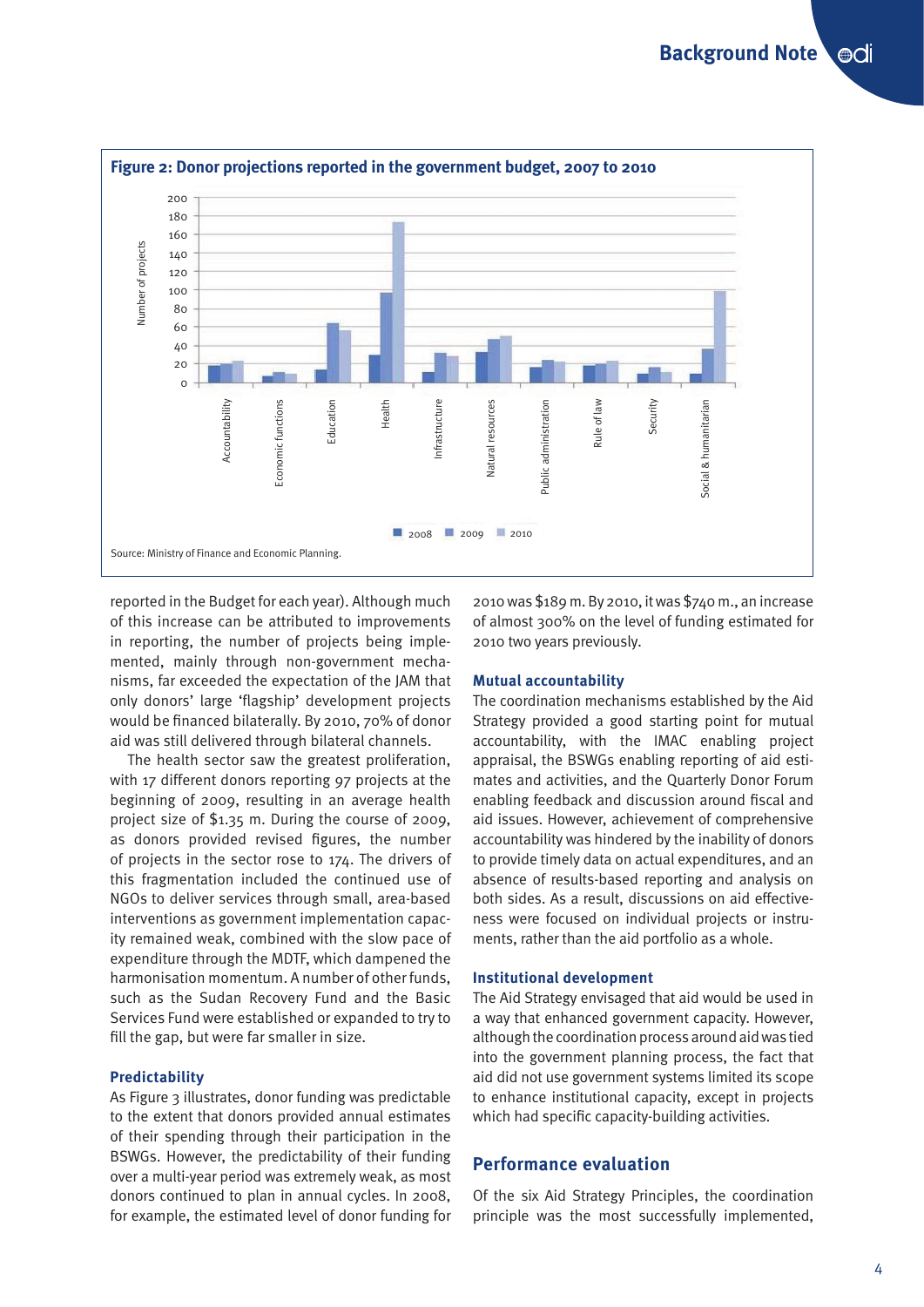**Figure 2: Donor projections reported in the government budget, 2007 to 2010**

Source: Ministry of Finance and Economic Planning.

reported in the Budget for each year). Although much of this increase can be attributed to improvements in reporting, the number of projects being implemented, mainly through non-government mechanisms, far exceeded the expectation of the JAM that only donors' large 'flagship' development projects would be financed bilaterally. By 2010, 70% of donor aid was still delivered through bilateral channels.

The health sector saw the greatest proliferation, with 17 different donors reporting 97 projects at the beginning of 2009, resulting in an average health project size of $1.35 m. During the course of 2009, as donors provided revised figures, the number of projects in the sector rose to 174. The drivers of this fragmentation included the continued use of NGOs to deliver services through small, area-based interventions as government implementation capacity remained weak, combined with the slow pace of expenditure through the MDTF, which dampened the harmonisation momentum. A number of other funds, such as the Sudan Recovery Fund and the Basic Services Fund were established or expanded to try to fill the gap, but were far smaller in size.

### Predictability

As Figure 3 illustrates, donor funding was predictable to the extent that donors provided annual estimates of their spending through their participation in the BSWGs. However, the predictability of their funding over a multi-year period was extremely weak, as most donors continued to plan in annual cycles. In 2008, for example, the estimated level of donor funding for 2010 was $189 m. By 2010, it was $740 m., an increase of almost 300% on the level of funding estimated for 2010 two years previously.

### Mutual accountability

The coordination mechanisms established by the Aid Strategy provided a good starting point for mutual accountability, with the IMAC enabling project appraisal, the BSWGs enabling reporting of aid estimates and activities, and the Quarterly Donor Forum enabling feedback and discussion around fiscal and aid issues. However, achievement of comprehensive accountability was hindered by the inability of donors to provide timely data on actual expenditures, and an absence of results-based reporting and analysis on both sides. As a result, discussions on aid effectiveness were focused on individual projects or instruments, rather than the aid portfolio as a whole.

### Institutional development

The Aid Strategy envisaged that aid would be used in a way that enhanced government capacity. However, although the coordination process around aid was tied into the government planning process, the fact that aid did not use government systems limited its scope to enhance institutional capacity, except in projects which had specific capacity-building activities.

## Performance evaluation

Of the six Aid Strategy Principles, the coordination principle was the most successfully implemented,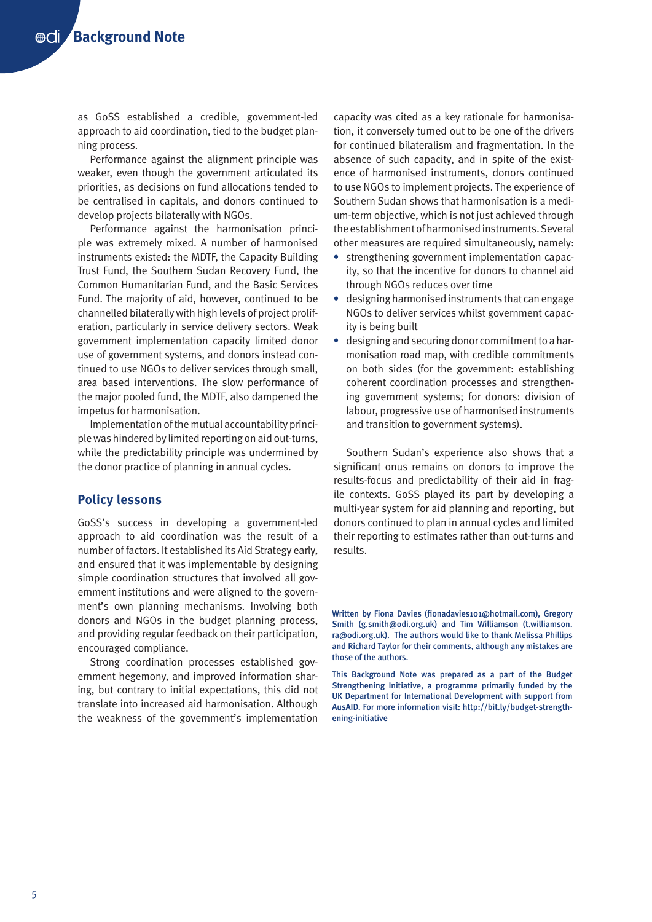as GoSS established a credible, government-led approach to aid coordination, tied to the budget planning process.

Performance against the alignment principle was weaker, even though the government articulated its priorities, as decisions on fund allocations tended to be centralised in capitals, and donors continued to develop projects bilaterally with NGOs.

Performance against the harmonisation principle was extremely mixed. A number of harmonised instruments existed: the MDTF, the Capacity Building Trust Fund, the Southern Sudan Recovery Fund, the Common Humanitarian Fund, and the Basic Services Fund. The majority of aid, however, continued to be channelled bilaterally with high levels of project proliferation, particularly in service delivery sectors. Weak government implementation capacity limited donor use of government systems, and donors instead continued to use NGOs to deliver services through small, area based interventions. The slow performance of the major pooled fund, the MDTF, also dampened the impetus for harmonisation.

Implementation of the mutual accountability principle was hindered by limited reporting on aid out-turns, while the predictability principle was undermined by the donor practice of planning in annual cycles.

## Policy lessons

GoSS's success in developing a government-led approach to aid coordination was the result of a number of factors. It established its Aid Strategy early, and ensured that it was implementable by designing simple coordination structures that involved all government institutions and were aligned to the government's own planning mechanisms. Involving both donors and NGOs in the budget planning process, and providing regular feedback on their participation, encouraged compliance.

Strong coordination processes established government hegemony, and improved information sharing, but contrary to initial expectations, this did not translate into increased aid harmonisation. Although the weakness of the government's implementation capacity was cited as a key rationale for harmonisation, it conversely turned out to be one of the drivers for continued bilateralism and fragmentation. In the absence of such capacity, and in spite of the existence of harmonised instruments, donors continued to use NGOs to implement projects. The experience of Southern Sudan shows that harmonisation is a medium-term objective, which is not just achieved through the establishment of harmonised instruments. Several other measures are required simultaneously, namely:

- strengthening government implementation capacity, so that the incentive for donors to channel aid through NGOs reduces over time
- designing harmonised instruments that can engage NGOs to deliver services whilst government capacity is being built
- designing and securing donor commitment to a harmonisation road map, with credible commitments on both sides (for the government: establishing coherent coordination processes and strengthening government systems; for donors: division of labour, progressive use of harmonised instruments and transition to government systems).

Southern Sudan's experience also shows that a significant onus remains on donors to improve the results-focus and predictability of their aid in fragile contexts. GoSS played its part by developing a multi-year system for aid planning and reporting, but donors continued to plan in annual cycles and limited their reporting to estimates rather than out-turns and results.

Written by Fiona Davies (fionadavies101@hotmail.com), Gregory Smith (g.smith@odi.org.uk) and Tim Williamson (t.williamson.ra@odi.org.uk). The authors would like to thank Melissa Phillips and Richard Taylor for their comments, although any mistakes are those of the authors.

This Background Note was prepared as a part of the Budget Strengthening Initiative, a programme primarily funded by the UK Department for International Development with support from AusAID. For more information visit: http://bit.ly/budget-strengthening-initiative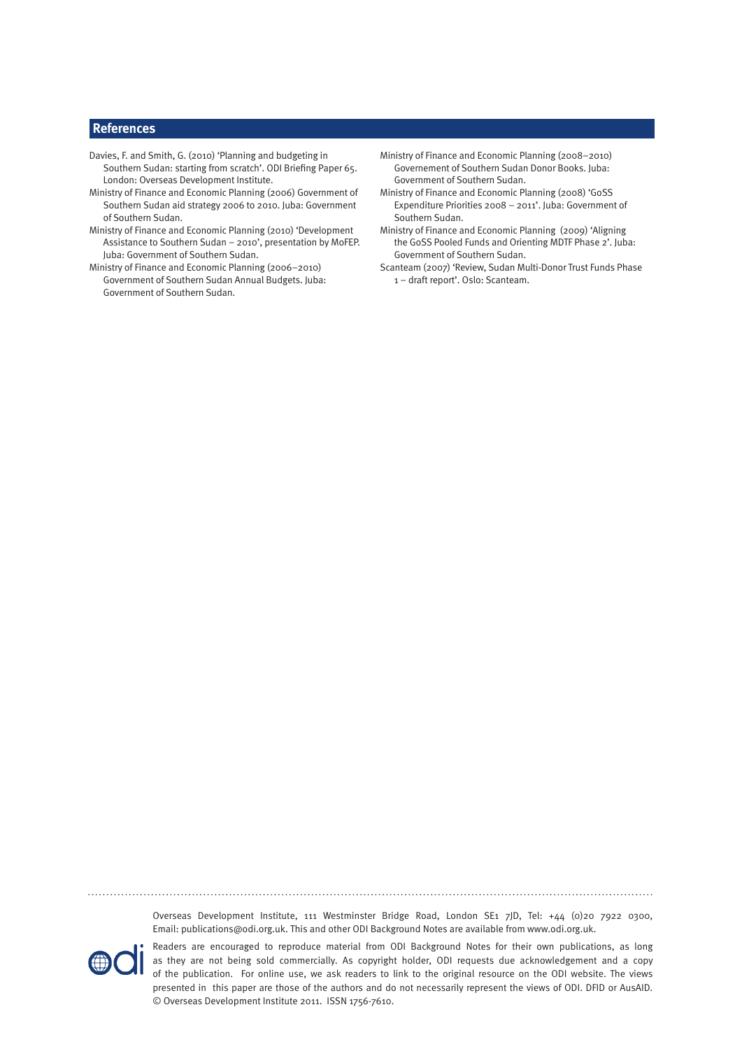## References

Davies, F. and Smith, G. (2010) 'Planning and budgeting in Southern Sudan: starting from scratch'. ODI Briefing Paper 65. London: Overseas Development Institute.

Ministry of Finance and Economic Planning (2006) Government of Southern Sudan aid strategy 2006 to 2010. Juba: Government of Southern Sudan.

Ministry of Finance and Economic Planning (2010) 'Development Assistance to Southern Sudan – 2010', presentation by MoFEP. Juba: Government of Southern Sudan.

Ministry of Finance and Economic Planning (2006–2010) Government of Southern Sudan Annual Budgets. Juba: Government of Southern Sudan.

Ministry of Finance and Economic Planning (2008–2010) Governement of Southern Sudan Donor Books. Juba: Government of Southern Sudan.

Ministry of Finance and Economic Planning (2008) 'GoSS Expenditure Priorities 2008 – 2011'. Juba: Government of Southern Sudan.

Ministry of Finance and Economic Planning (2009) 'Aligning the GoSS Pooled Funds and Orienting MDTF Phase 2'. Juba: Government of Southern Sudan.

Scanteam (2007) 'Review, Sudan Multi-Donor Trust Funds Phase 1 – draft report'. Oslo: Scanteam.

Overseas Development Institute, 111 Westminster Bridge Road, London SE1 7JD, Tel: +44 (0)20 7922 0300, Email: publications@odi.org.uk. This and other ODI Background Notes are available from www.odi.org.uk.

Readers are encouraged to reproduce material from ODI Background Notes for their own publications, as long as they are not being sold commercially. As copyright holder, ODI requests due acknowledgement and a copy of the publication. For online use, we ask readers to link to the original resource on the ODI website. The views presented in this paper are those of the authors and do not necessarily represent the views of ODI. DFID or AusAID. © Overseas Development Institute 2011. ISSN 1756-7610.